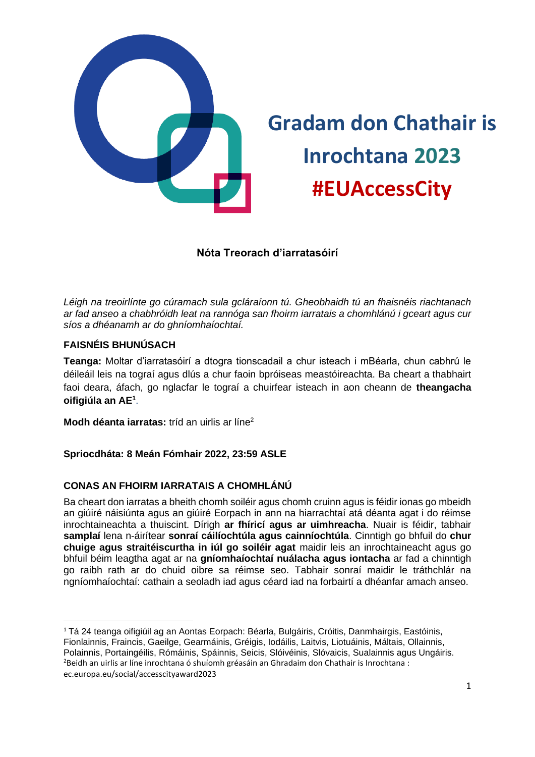# Gradam don Chathair is Inrochtana 2023

# #EUAccessCity

**Nóta Treorach d'iarratasóirí**

*Léigh na treoirlínte go cúramach sula gcláraíonn tú. Gheobhaidh tú an fhaisnéis riachtanach ar fad anseo a chabhróidh leat na rannóga san fhoirm iarratais a chomhlánú i gceart agus cur síos a dhéanamh ar do ghníomhaíochtaí.*

## FAISNÉIS BHUNÚSACH

**Teanga:** Moltar d'iarratasóirí a dtogra tionscadail a chur isteach i mBéarla, chun cabhrú le déileáil leis na tograí agus dlús a chur faoin bpróiseas meastóireachta. Ba cheart a thabhairt faoi deara, áfach, go nglacfar le tograí a chuirfear isteach in aon cheann de **theangacha oifigiúla an AE**[1].

**Modh déanta iarratas:** tríd an uirlis ar líne[2]

**Spriocdháta: 8 Meán Fómhair 2022, 23:59 ASLE**

## CONAS AN FHOIRM IARRATAIS A CHOMHLÁNÚ

Ba cheart don iarratas a bheith chomh soiléir agus chomh cruinn agus is féidir ionas go mbeidh an giúiré náisiúnta agus an giúiré Eorpach in ann na hiarrachtaí atá déanta agat i do réimse inrochtaineachta a thuiscint. Dírigh **ar fhíricí agus ar uimhreacha**. Nuair is féidir, tabhair **samplaí** lena n-áirítear **sonraí cáilíochtúla agus cainníochtúla**. Cinntigh go bhfuil do **chur chuige agus straitéiscurtha in iúl go soiléir agat** maidir leis an inrochtaineacht agus go bhfuil béim leagtha agat ar na **gníomhaíochtaí nuálacha agus iontacha** ar fad a chinntigh go raibh rath ar do chuid oibre sa réimse seo. Tabhair sonraí maidir le tráthchlár na ngníomhaíochtaí: cathain a seoladh iad agus céard iad na forbairtí a dhéanfar amach anseo.

---

[1] Tá 24 teanga oifigiúil ag an Aontas Eorpach: Béarla, Bulgáiris, Cróitis, Danmhairgis, Eastóinis, Fionlainnis, Fraincis, Gaeilge, Gearmáinis, Gréigis, Iodáilis, Laitvis, Liotuáinis, Máltais, Ollainnis, Polainnis, Portaingéilis, Rómáinis, Spáinnis, Seicis, Slóivéinis, Slóvaicis, Sualainnis agus Ungáiris.

[2] Beidh an uirlis ar líne inrochtana ó shuíomh gréasáin an Ghradaim don Chathair is Inrochtana : ec.europa.eu/social/accesscityaward2023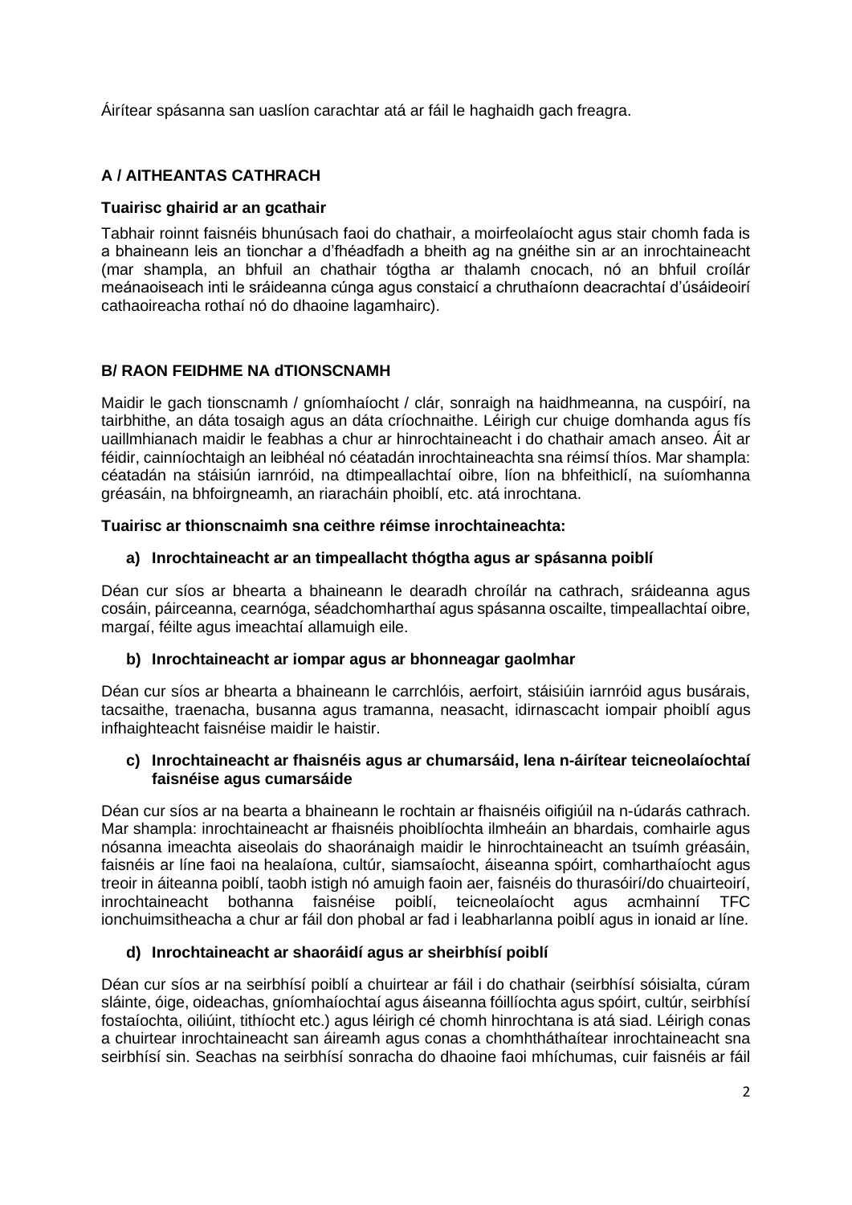Áirítear spásanna san uaslíon carachtar atá ar fáil le haghaidh gach freagra.

## A / AITHEANTAS CATHRACH

### Tuairisc ghairid ar an gcathair

Tabhair roinnt faisnéis bhunúsach faoi do chathair, a moirfeolaíocht agus stair chomh fada is a bhaineann leis an tionchar a d'fhéadfadh a bheith ag na gnéithe sin ar an inrochtaineacht (mar shampla, an bhfuil an chathair tógtha ar thalamh cnocach, nó an bhfuil croílár meánaoiseach inti le sráideanna cúnga agus constaicí a chruthaíonn deacrachtaí d'úsáideoirí cathaoireacha rothaí nó do dhaoine lagamhairc).

## B/ RAON FEIDHME NA dTIONSCNAMH

Maidir le gach tionscnamh / gníomhaíocht / clár, sonraigh na haidhmeanna, na cuspóirí, na tairbhithe, an dáta tosaigh agus an dáta críochnaithe. Léirigh cur chuige domhanda agus fís uaillmhianach maidir le feabhas a chur ar hinrochtaineacht i do chathair amach anseo. Áit ar féidir, cainníochtaigh an leibhéal nó céatadán inrochtaineachta sna réimsí thíos. Mar shampla: céatadán na stáisiún iarnróid, na dtimpeallachtaí oibre, líon na bhfeithiclí, na suíomhanna gréasáin, na bhfoirgneamh, an riaracháin phoiblí, etc. atá inrochtana.

### Tuairisc ar thionscnaimh sna ceithre réimse inrochtaineachta:

**a) Inrochtaineacht ar an timpeallacht thógtha agus ar spásanna poiblí**

Déan cur síos ar bhearta a bhaineann le dearadh chroílár na cathrach, sráideanna agus cosáin, páirceanna, cearnóga, séadchomharthaí agus spásanna oscailte, timpeallachtaí oibre, margaí, féilte agus imeachtaí allamuigh eile.

**b) Inrochtaineacht ar iompar agus ar bhonneagar gaolmhar**

Déan cur síos ar bhearta a bhaineann le carrchlóis, aerfoirt, stáisiúin iarnróid agus busárais, tacsaithe, traenacha, busanna agus tramanna, neasacht, idirnascacht iompair phoiblí agus infhaighteacht faisnéise maidir le haistir.

**c) Inrochtaineacht ar fhaisnéis agus ar chumarsáid, lena n-áirítear teicneolaíochtaí faisnéise agus cumarsáide**

Déan cur síos ar na bearta a bhaineann le rochtain ar fhaisnéis oifigiúil na n-údarás cathrach. Mar shampla: inrochtaineacht ar fhaisnéis phoiblíochta ilmheáin an bhardais, comhairle agus nósanna imeachta aiseolais do shaoránaigh maidir le hinrochtaineacht an tsuímh ghréasáin, faisnéis ar líne faoi na healaíona, cultúr, siamsaíocht, áiseanna spóirt, comharthaíocht agus treoir in áiteanna poiblí, taobh istigh nó amuigh faoin aer, faisnéis do thurasóirí/do chuairteoirí, inrochtaineacht bothanna faisnéise poiblí, teicneolaíocht agus acmhainní TFC ionchuimsitheacha a chur ar fáil don phobal ar fad i leabharlanna poiblí agus in ionaid ar líne.

**d) Inrochtaineacht ar shaoráidí agus ar sheirbhísí poiblí**

Déan cur síos ar na seirbhísí poiblí a chuirtear ar fáil i do chathair (seirbhísí sóisialta, cúram sláinte, óige, oideachas, gníomhaíochtaí agus áiseanna fóillíochta agus spóirt, cultúr, seirbhísí fostaíochta, oiliúint, tithíocht etc.) agus léirigh cé chomh hinrochtana is atá siad. Léirigh conas a chuirtear inrochtaineacht san áireamh agus conas a chomhtháthaítear inrochtaineacht sna seirbhísí sin. Seachas na seirbhísí sonracha do dhaoine faoi mhíchumas, cuir faisnéis ar fáil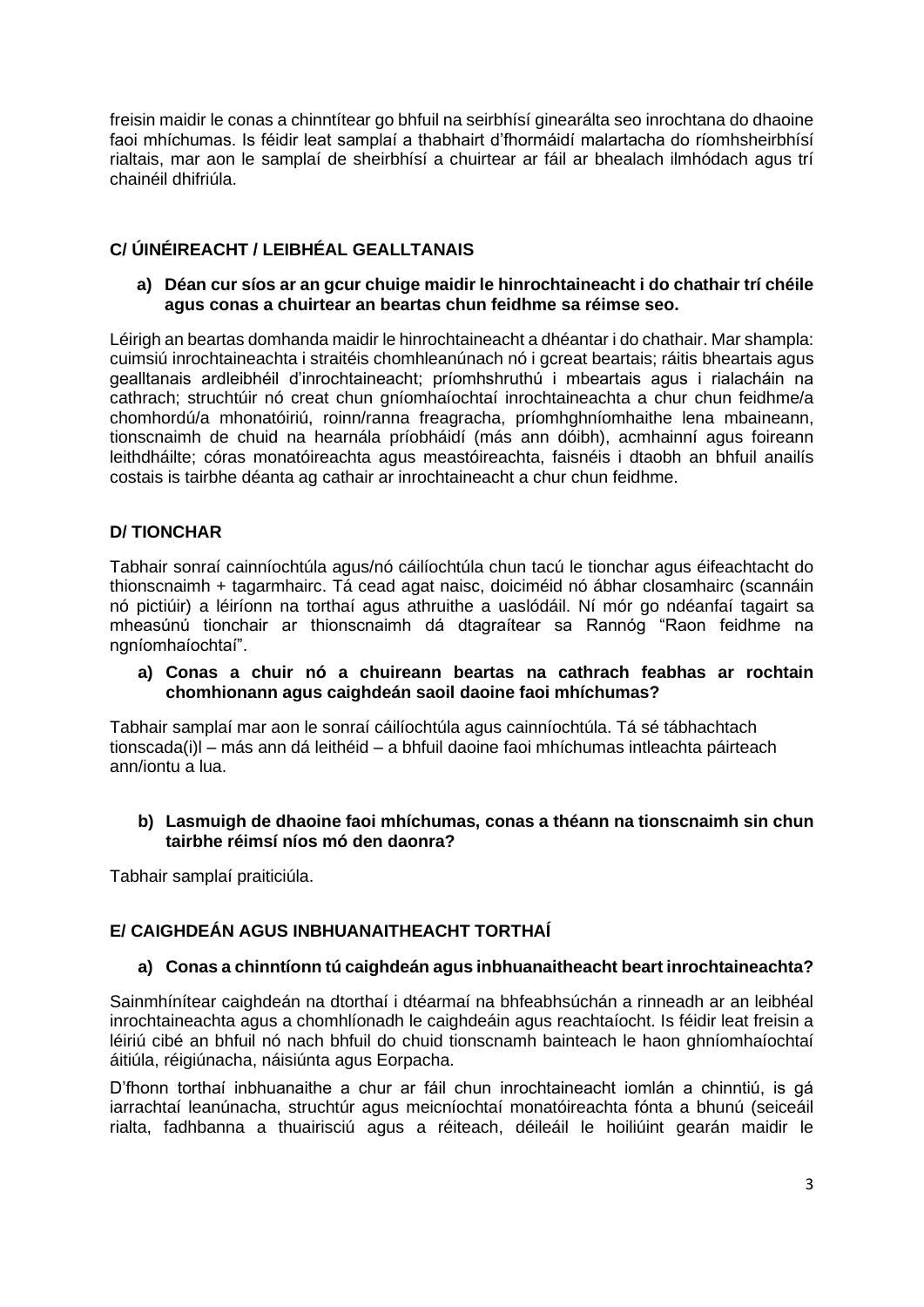freisin maidir le conas a chinntítear go bhfuil na seirbhísí ginearálta seo inrochtana do dhaoine faoi mhíchumas. Is féidir leat samplaí a thabhairt d'fhormáidí malartacha do ríomhsheirbhísí rialtais, mar aon le samplaí de sheirbhísí a chuirtear ar fáil ar bhealach ilmhódach agus trí chainéil dhifriúla.

## C/ ÚINÉIREACHT / LEIBHÉAL GEALLTANAIS

**a) Déan cur síos ar an gcur chuige maidir le hinrochtaineacht i do chathair trí chéile agus conas a chuirtear an beartas chun feidhme sa réimse seo.**

Léirigh an beartas domhanda maidir le hinrochtaineacht a dhéantar i do chathair. Mar shampla: cuimsiú inrochtaineachta i straitéis chomhleanúnach nó i gcreat beartais; ráitis bheartais agus gealltanais ardleibhéil d'inrochtaineacht; príomhshruthú i mbeartais agus i rialacháin na cathrach; struchtúir nó creat chun gníomhaíochtaí inrochtaineachta a chur chun feidhme/a chomhordú/a mhonatóiriú, roinn/ranna freagracha, príomhghníomhaithe lena mbaineann, tionscnaimh de chuid na hearnála príobháidí (más ann dóibh), acmhainní agus foireann leithdháilte; córas monatóireachta agus meastóireachta, faisnéis i dtaobh an bhfuil anailís costais is tairbhe déanta ag cathair ar inrochtaineacht a chur chun feidhme.

## D/ TIONCHAR

Tabhair sonraí cainníochtúla agus/nó cáilíochtúla chun tacú le tionchar agus éifeachtacht do thionscnaimh + tagarmhairc. Tá cead agat naisc, doiciméid nó ábhar closamhairc (scannáin nó pictiúir) a léiríonn na torthaí agus athruithe a uaslódáil. Ní mór go ndéanfaí tagairt sa mheasúnú tionchair ar thionscnaimh dá dtagraítear sa Rannóg "Raon feidhme na ngníomhaíochtaí".

**a) Conas a chuir nó a chuireann beartas na cathrach feabhas ar rochtain chomhionann agus caighdeán saoil daoine faoi mhíchumas?**

Tabhair samplaí mar aon le sonraí cáilíochtúla agus cainníochtúla. Tá sé tábhachtach tionscada(i)l – más ann dá leithéid – a bhfuil daoine faoi mhíchumas intleachta páirteach ann/iontu a lua.

**b) Lasmuigh de dhaoine faoi mhíchumas, conas a théann na tionscnaimh sin chun tairbhe réimsí níos mó den daonra?**

Tabhair samplaí praiticiúla.

## E/ CAIGHDEÁN AGUS INBHUANAITHEACHT TORTHAÍ

**a) Conas a chinntíonn tú caighdeán agus inbhuanaitheacht beart inrochtaineachta?**

Sainmhínítear caighdeán na dtorthaí i dtéarmaí na bhfeabhsúchán a rinneadh ar an leibhéal inrochtaineachta agus a chomhlíonadh le caighdeáin agus reachtaíocht. Is féidir leat freisin a léiriú cibé an bhfuil nó nach bhfuil do chuid tionscnamh bainteach le haon ghníomhaíochtaí áitiúla, réigiúnacha, náisiúnta agus Eorpacha.

D'fhonn torthaí inbhuanaithe a chur ar fáil chun inrochtaineacht iomlán a chinntiú, is gá iarrachtaí leanúnacha, struchtúr agus meicníochtaí monatóireachta fónta a bhunú (seiceáil rialta, fadhbanna a thuairisciú agus a réiteach, déileáil le hoiliúint gearán maidir le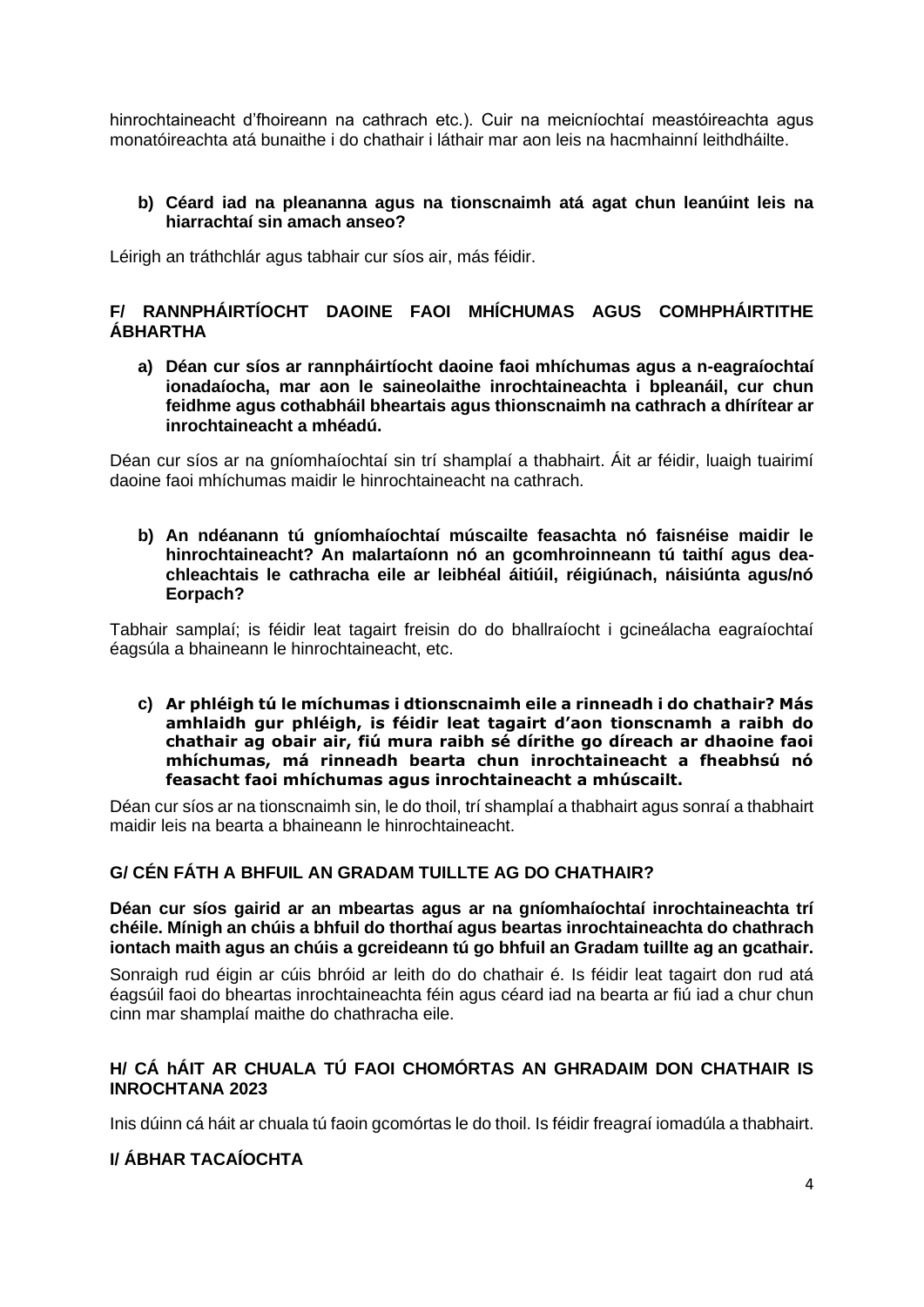hinrochtaineacht d'fhoireann na cathrach etc.). Cuir na meicníochtaí meastóireachta agus monatóireachta atá bunaithe i do chathair i láthair mar aon leis na hacmhainní leithdháilte.

**b) Céard iad na pleananna agus na tionscnaimh atá agat chun leanúint leis na hiarrachtaí sin amach anseo?**

Léirigh an tráthchlár agus tabhair cur síos air, más féidir.

## F/ RANNPHÁIRTÍOCHT DAOINE FAOI MHÍCHUMAS AGUS COMHPHÁIRTITHE ÁBHARTHA

**a) Déan cur síos ar rannpháirtíocht daoine faoi mhíchumas agus a n-eagraíochtaí ionadaíocha, mar aon le saineolaithe inrochtaineachta i bpleanáil, cur chun feidhme agus cothabháil bheartais agus thionscnaimh na cathrach a dhírítear ar inrochtaineacht a mhéadú.**

Déan cur síos ar na gníomhaíochtaí sin trí shamplaí a thabhairt. Áit ar féidir, luaigh tuairimí daoine faoi mhíchumas maidir le hinrochtaineacht na cathrach.

**b) An ndéanann tú gníomhaíochtaí múscailte feasachta nó faisnéise maidir le hinrochtaineacht? An malartaíonn nó an gcomhroinneann tú taithí agus dea-chleachtais le cathracha eile ar leibhéal áitiúil, réigiúnach, náisiúnta agus/nó Eorpach?**

Tabhair samplaí; is féidir leat tagairt freisin do do bhallraíocht i gcineálacha eagraíochtaí éagsúla a bhaineann le hinrochtaineacht, etc.

**c) Ar phléigh tú le míchumas i dtionscnaimh eile a rinneadh i do chathair? Más amhlaidh gur phléigh, is féidir leat tagairt d'aon tionscnamh a raibh do chathair ag obair air, fiú mura raibh sé dírithe go díreach ar dhaoine faoi mhíchumas, má rinneadh bearta chun inrochtaineacht a fheabhsú nó feasacht faoi mhíchumas agus inrochtaineacht a mhúscailt.**

Déan cur síos ar na tionscnaimh sin, le do thoil, trí shamplaí a thabhairt agus sonraí a thabhairt maidir leis na bearta a bhaineann le hinrochtaineacht.

## G/ CÉN FÁTH A BHFUIL AN GRADAM TUILLTE AG DO CHATHAIR?

**Déan cur síos gairid ar an mbeartas agus ar na gníomhaíochtaí inrochtaineachta trí chéile. Mínigh an chúis a bhfuil do thorthaí agus beartas inrochtaineachta do chathrach iontach maith agus an chúis a gcreideann tú go bhfuil an Gradam tuillte ag an gcathair.**

Sonraigh rud éigin ar cúis bhróid ar leith do do chathair é. Is féidir leat tagairt don rud atá éagsúil faoi do bheartas inrochtaineachta féin agus céard iad na bearta ar fiú iad a chur chun cinn mar shamplaí maithe do chathracha eile.

## H/ CÁ hÁIT AR CHUALA TÚ FAOI CHOMÓRTAS AN GHRADAIM DON CHATHAIR IS INROCHTANA 2023

Inis dúinn cá háit ar chuala tú faoin gcomórtas le do thoil. Is féidir freagraí iomadúla a thabhairt.

## I/ ÁBHAR TACAÍOCHTA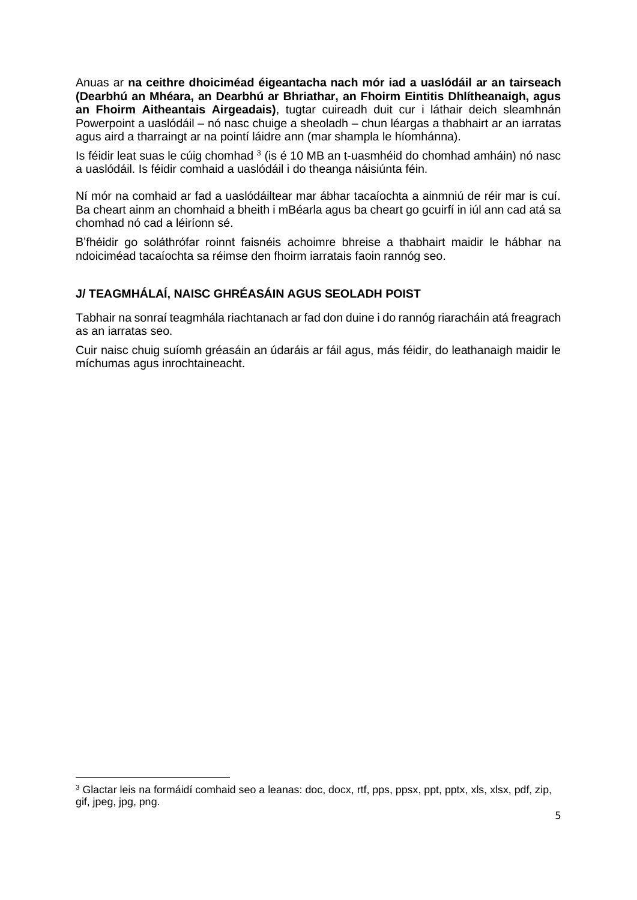Anuas ar **na ceithre dhoiciméad éigeantacha nach mór iad a uaslódáil ar an tairseach (Dearbhú an Mhéara, an Dearbhú ar Bhriathar, an Fhoirm Eintitis Dhlítheanaigh, agus an Fhoirm Aitheantais Airgeadais)**, tugtar cuireadh duit cur i láthair deich sleamhnán Powerpoint a uaslódáil – nó nasc chuige a sheoladh – chun léargas a thabhairt ar an iarratas agus aird a tharraingt ar na pointí láidre ann (mar shampla le híomhánna).

Is féidir leat suas le cúig chomhad [3] (is é 10 MB an t-uasmhéid do chomhad amháin) nó nasc a uaslódáil. Is féidir comhaid a uaslódáil i do theanga náisiúnta féin.

Ní mór na comhaid ar fad a uaslódáiltear mar ábhar tacaíochta a ainmniú de réir mar is cuí. Ba cheart ainm an chomhaid a bheith i mBéarla agus ba cheart go gcuirfí in iúl ann cad atá sa chomhad nó cad a léiríonn sé.

B'fhéidir go soláthrófar roinnt faisnéis achoimre bhreise a thabhairt maidir le hábhar na ndoiciméad tacaíochta sa réimse den fhoirm iarratais faoin rannóg seo.

## J/ TEAGMHÁLAÍ, NAISC GHRÉASÁIN AGUS SEOLADH POIST

Tabhair na sonraí teagmhála riachtanach ar fad don duine i do rannóg riaracháin atá freagrach as an iarratas seo.

Cuir naisc chuig suíomh gréasáin an údaráis ar fáil agus, más féidir, do leathanaigh maidir le míchumas agus inrochtaineacht.

---

[3] Glactar leis na formáidí comhaid seo a leanas: doc, docx, rtf, pps, ppsx, ppt, pptx, xls, xlsx, pdf, zip, gif, jpeg, jpg, png.